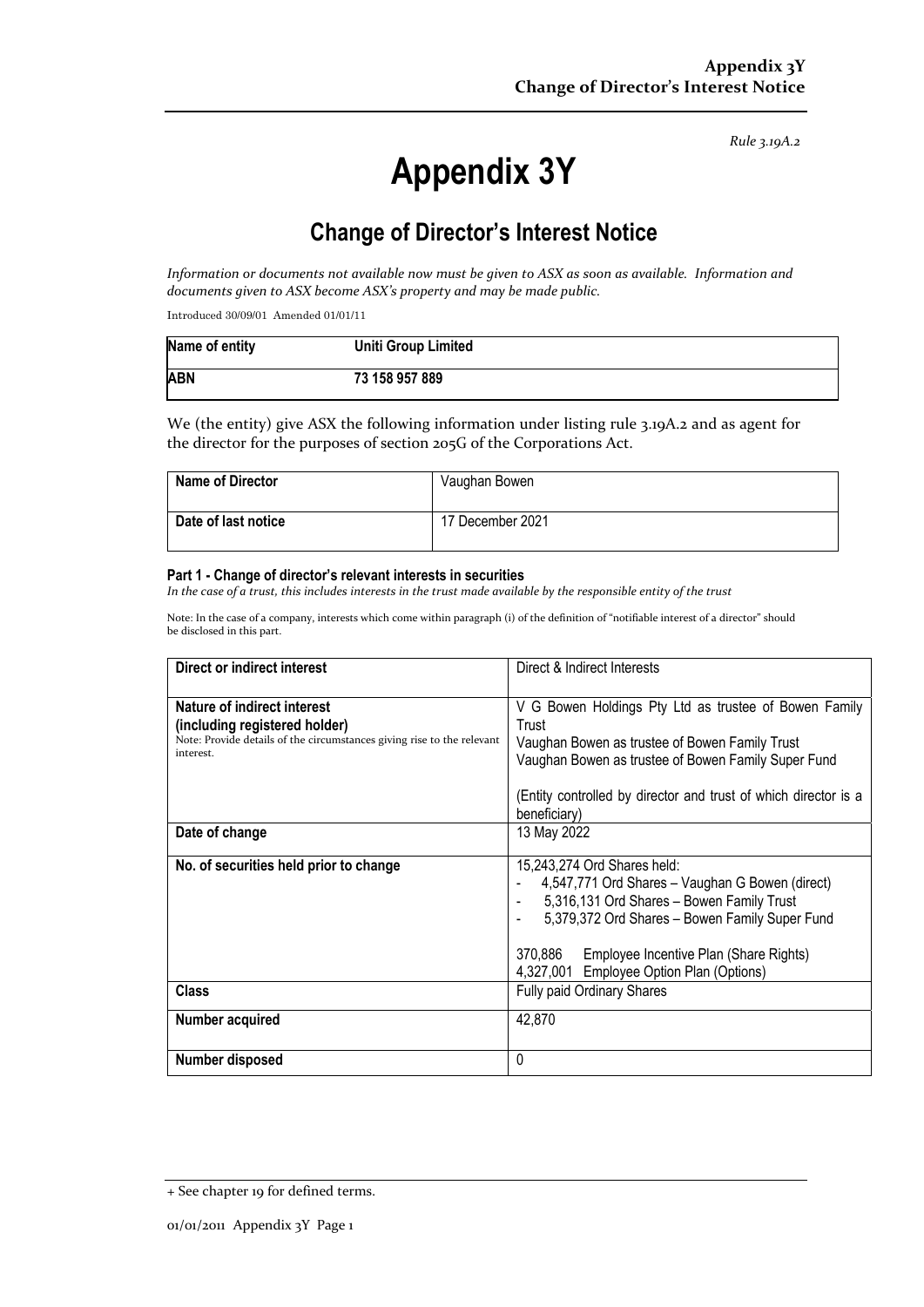*Rule 3.19A.2*

# Appendix 3Y

## Change of Director's Interest Notice

*Information or documents not available now must be given to ASX as soon as available. Information and documents given to ASX become ASX's property and may be made public.*

Introduced 30/09/01 Amended 01/01/11

| **Name of entity** | **Uniti Group Limited** |
|---|---|
| **ABN** | **73 158 957 889** |

We (the entity) give ASX the following information under listing rule 3.19A.2 and as agent for the director for the purposes of section 205G of the Corporations Act.

| **Name of Director** | Vaughan Bowen |
|---|---|
| **Date of last notice** | 17 December 2021 |

#### Part 1 - Change of director's relevant interests in securities

*In the case of a trust, this includes interests in the trust made available by the responsible entity of the trust*

Note: In the case of a company, interests which come within paragraph (i) of the definition of "notifiable interest of a director" should be disclosed in this part.

| **Direct or indirect interest** | Direct & Indirect Interests |
|---|---|
| **Nature of indirect interest (including registered holder)**<br>Note: Provide details of the circumstances giving rise to the relevant interest. | V G Bowen Holdings Pty Ltd as trustee of Bowen Family Trust<br>Vaughan Bowen as trustee of Bowen Family Trust<br>Vaughan Bowen as trustee of Bowen Family Super Fund<br><br>(Entity controlled by director and trust of which director is a beneficiary) |
| **Date of change** | 13 May 2022 |
| **No. of securities held prior to change** | 15,243,274 Ord Shares held:<br>- 4,547,771 Ord Shares – Vaughan G Bowen (direct)<br>- 5,316,131 Ord Shares – Bowen Family Trust<br>- 5,379,372 Ord Shares – Bowen Family Super Fund<br><br>370,886 Employee Incentive Plan (Share Rights)<br>4,327,001 Employee Option Plan (Options) |
| **Class** | Fully paid Ordinary Shares |
| **Number acquired** | 42,870 |
| **Number disposed** | 0 |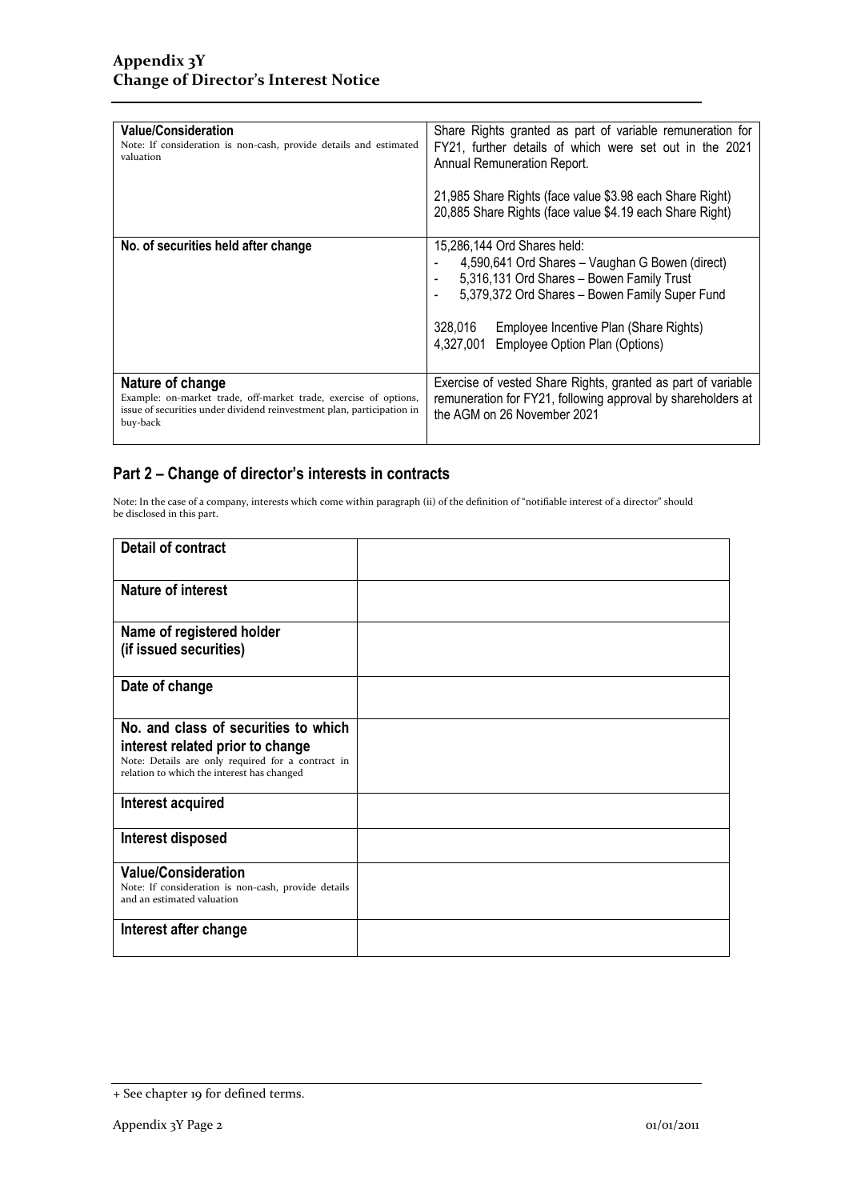| **Value/Consideration**<br>Note: If consideration is non-cash, provide details and estimated valuation | Share Rights granted as part of variable remuneration for FY21, further details of which were set out in the 2021 Annual Remuneration Report.<br><br>21,985 Share Rights (face value $3.98 each Share Right)<br>20,885 Share Rights (face value $4.19 each Share Right) |
|---|---|
| **No. of securities held after change** | 15,286,144 Ord Shares held:<br>- 4,590,641 Ord Shares – Vaughan G Bowen (direct)<br>- 5,316,131 Ord Shares – Bowen Family Trust<br>- 5,379,372 Ord Shares – Bowen Family Super Fund<br><br>328,016 Employee Incentive Plan (Share Rights)<br>4,327,001 Employee Option Plan (Options) |
| **Nature of change**<br>Example: on-market trade, off-market trade, exercise of options, issue of securities under dividend reinvestment plan, participation in buy-back | Exercise of vested Share Rights, granted as part of variable remuneration for FY21, following approval by shareholders at the AGM on 26 November 2021 |

## Part 2 – Change of director's interests in contracts

Note: In the case of a company, interests which come within paragraph (ii) of the definition of "notifiable interest of a director" should be disclosed in this part.

| **Detail of contract** | |
|---|---|
| **Nature of interest** | |
| **Name of registered holder (if issued securities)** | |
| **Date of change** | |
| **No. and class of securities to which interest related prior to change**<br>Note: Details are only required for a contract in relation to which the interest has changed | |
| **Interest acquired** | |
| **Interest disposed** | |
| **Value/Consideration**<br>Note: If consideration is non-cash, provide details and an estimated valuation | |
| **Interest after change** | |

+ See chapter 19 for defined terms.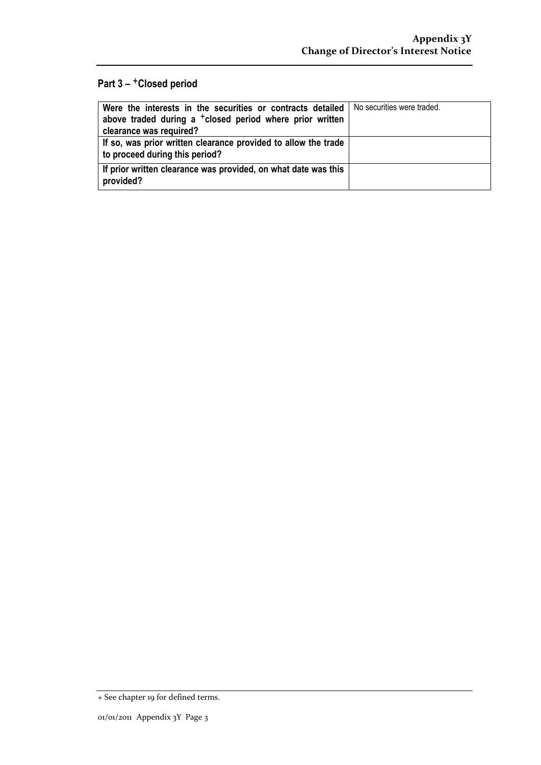## Part 3 – +Closed period

| | |
|---|---|
| **Were the interests in the securities or contracts detailed above traded during a +closed period where prior written clearance was required?** | No securities were traded. |
| **If so, was prior written clearance provided to allow the trade to proceed during this period?** | |
| **If prior written clearance was provided, on what date was this provided?** | |

+ See chapter 19 for defined terms.